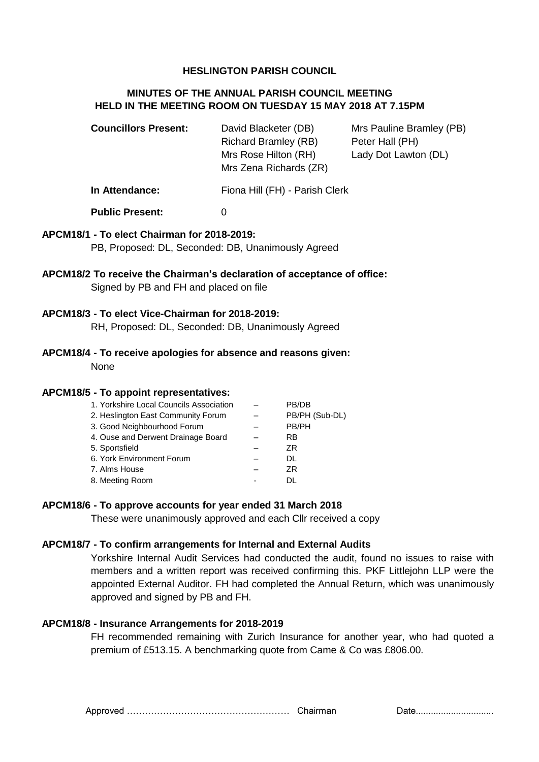**HESLINGTON PARISH COUNCIL**

**MINUTES OF THE ANNUAL PARISH COUNCIL MEETING HELD IN THE MEETING ROOM ON TUESDAY 15 MAY 2018 AT 7.15PM**

| | | |
|---|---|---|
| **Councillors Present:** | David Blacketer (DB)<br>Richard Bramley (RB)<br>Mrs Rose Hilton (RH)<br>Mrs Zena Richards (ZR) | Mrs Pauline Bramley (PB)<br>Peter Hall (PH)<br>Lady Dot Lawton (DL) |
| **In Attendance:** | Fiona Hill (FH) - Parish Clerk | |
| **Public Present:** | 0 | |

**APCM18/1 - To elect Chairman for 2018-2019:**

PB, Proposed: DL, Seconded: DB, Unanimously Agreed

**APCM18/2 To receive the Chairman's declaration of acceptance of office:**

Signed by PB and FH and placed on file

**APCM18/3 - To elect Vice-Chairman for 2018-2019:**

RH, Proposed: DL, Seconded: DB, Unanimously Agreed

**APCM18/4 - To receive apologies for absence and reasons given:**

None

**APCM18/5 - To appoint representatives:**

| | | |
|---|---|---|
| 1. Yorkshire Local Councils Association | – | PB/DB |
| 2. Heslington East Community Forum | – | PB/PH (Sub-DL) |
| 3. Good Neighbourhood Forum | – | PB/PH |
| 4. Ouse and Derwent Drainage Board | – | RB |
| 5. Sportsfield | – | ZR |
| 6. York Environment Forum | – | DL |
| 7. Alms House | – | ZR |
| 8. Meeting Room | - | DL |

**APCM18/6 - To approve accounts for year ended 31 March 2018**

These were unanimously approved and each Cllr received a copy

**APCM18/7 - To confirm arrangements for Internal and External Audits**

Yorkshire Internal Audit Services had conducted the audit, found no issues to raise with members and a written report was received confirming this. PKF Littlejohn LLP were the appointed External Auditor. FH had completed the Annual Return, which was unanimously approved and signed by PB and FH.

**APCM18/8 - Insurance Arrangements for 2018-2019**

FH recommended remaining with Zurich Insurance for another year, who had quoted a premium of £513.15. A benchmarking quote from Came & Co was £806.00.

Approved …………………………………………… Chairman Date..............................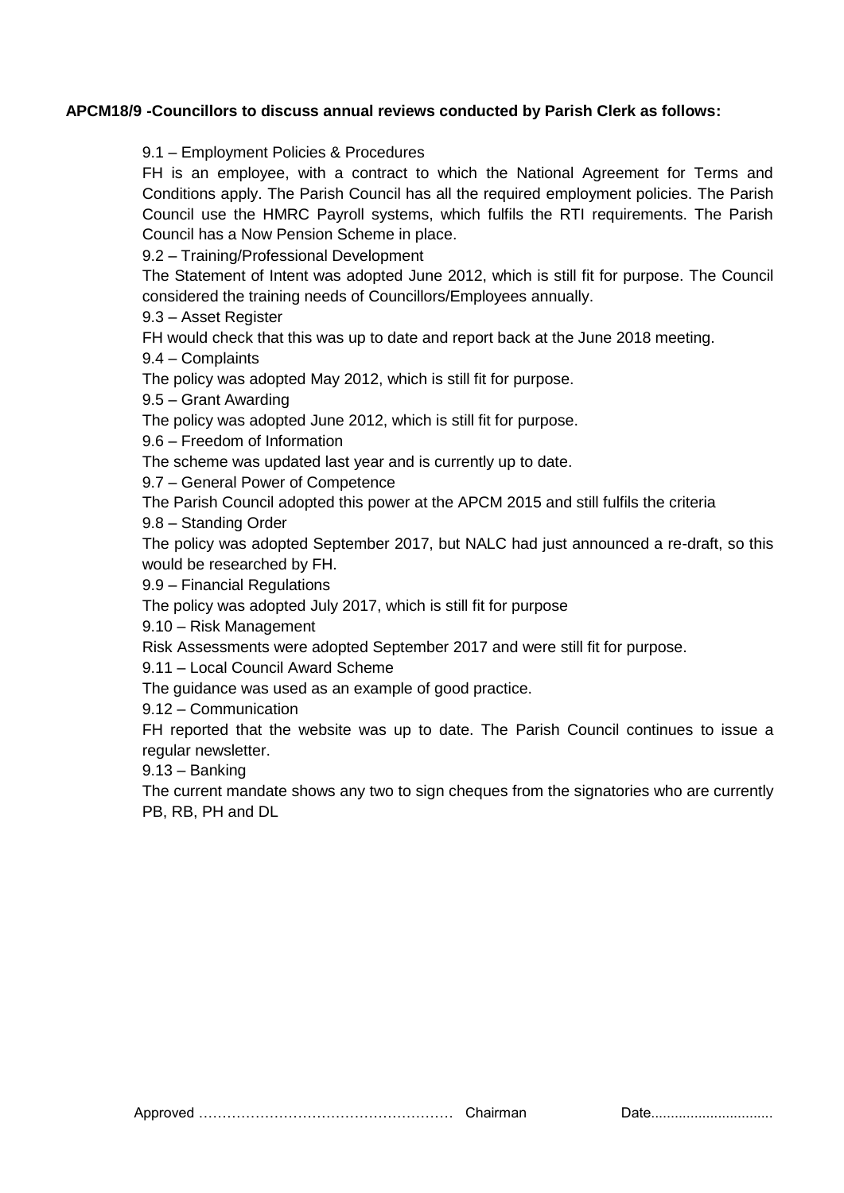**APCM18/9 -Councillors to discuss annual reviews conducted by Parish Clerk as follows:**

9.1 – Employment Policies & Procedures

FH is an employee, with a contract to which the National Agreement for Terms and Conditions apply. The Parish Council has all the required employment policies. The Parish Council use the HMRC Payroll systems, which fulfils the RTI requirements. The Parish Council has a Now Pension Scheme in place.

9.2 – Training/Professional Development

The Statement of Intent was adopted June 2012, which is still fit for purpose. The Council considered the training needs of Councillors/Employees annually.

9.3 – Asset Register

FH would check that this was up to date and report back at the June 2018 meeting.

9.4 – Complaints

The policy was adopted May 2012, which is still fit for purpose.

9.5 – Grant Awarding

The policy was adopted June 2012, which is still fit for purpose.

9.6 – Freedom of Information

The scheme was updated last year and is currently up to date.

9.7 – General Power of Competence

The Parish Council adopted this power at the APCM 2015 and still fulfils the criteria

9.8 – Standing Order

The policy was adopted September 2017, but NALC had just announced a re-draft, so this would be researched by FH.

9.9 – Financial Regulations

The policy was adopted July 2017, which is still fit for purpose

9.10 – Risk Management

Risk Assessments were adopted September 2017 and were still fit for purpose.

9.11 – Local Council Award Scheme

The guidance was used as an example of good practice.

9.12 – Communication

FH reported that the website was up to date. The Parish Council continues to issue a regular newsletter.

9.13 – Banking

The current mandate shows any two to sign cheques from the signatories who are currently PB, RB, PH and DL

Approved ……………………………………………… Chairman Date..............................